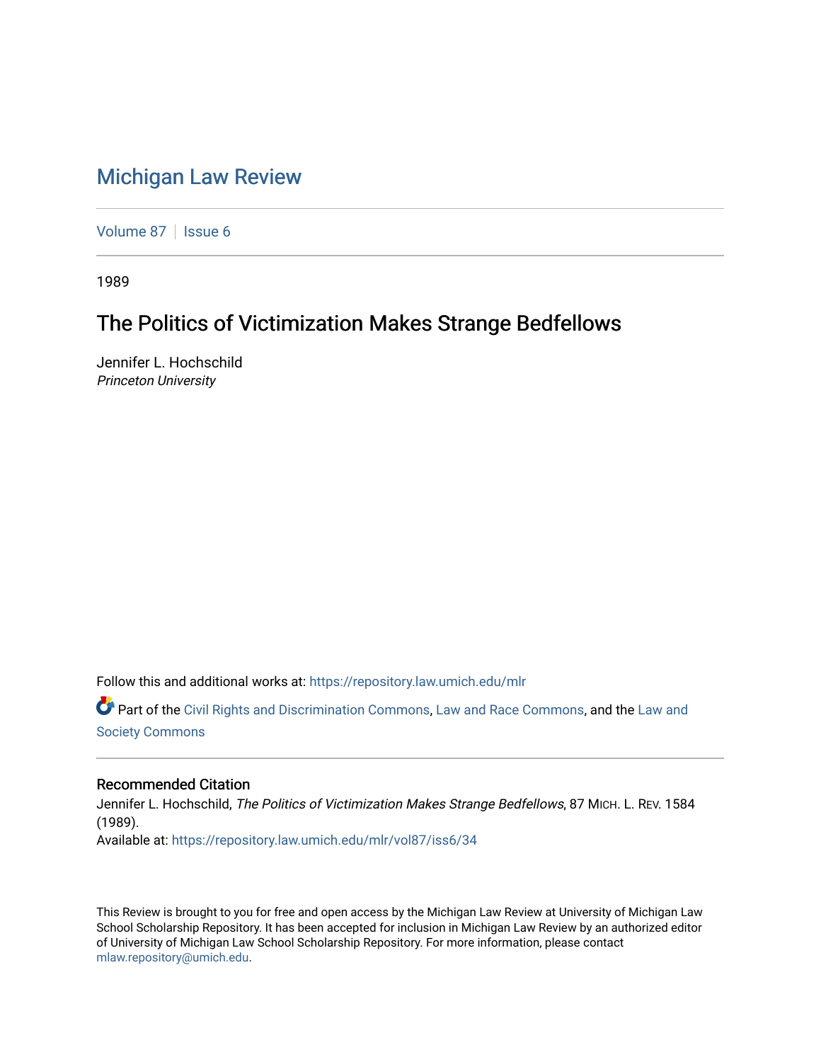# Michigan Law Review

Volume 87 | Issue 6

1989

## The Politics of Victimization Makes Strange Bedfellows

Jennifer L. Hochschild
*Princeton University*

Follow this and additional works at: https://repository.law.umich.edu/mlr

Part of the Civil Rights and Discrimination Commons, Law and Race Commons, and the Law and Society Commons

### Recommended Citation

Jennifer L. Hochschild, *The Politics of Victimization Makes Strange Bedfellows*, 87 MICH. L. REV. 1584 (1989).
Available at: https://repository.law.umich.edu/mlr/vol87/iss6/34

This Review is brought to you for free and open access by the Michigan Law Review at University of Michigan Law School Scholarship Repository. It has been accepted for inclusion in Michigan Law Review by an authorized editor of University of Michigan Law School Scholarship Repository. For more information, please contact mlaw.repository@umich.edu.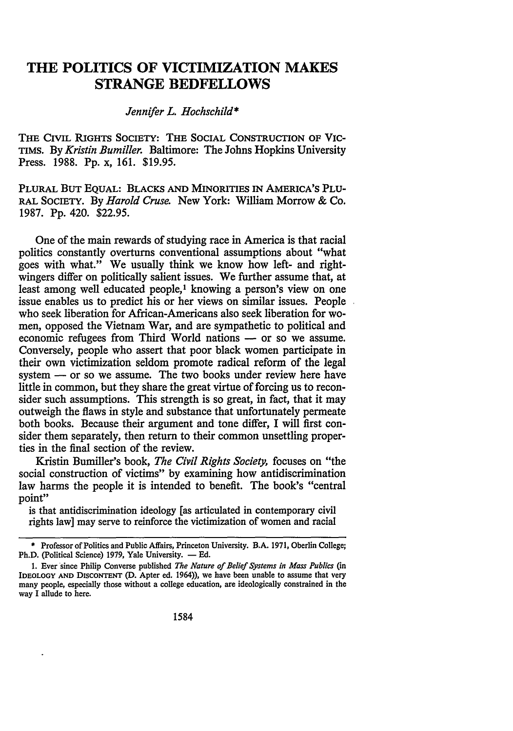# THE POLITICS OF VICTIMIZATION MAKES STRANGE BEDFELLOWS

*Jennifer L. Hochschild**

THE CIVIL RIGHTS SOCIETY: THE SOCIAL CONSTRUCTION OF VICTIMS. By *Kristin Bumiller*. Baltimore: The Johns Hopkins University Press. 1988. Pp. x, 161. $19.95.

PLURAL BUT EQUAL: BLACKS AND MINORITIES IN AMERICA'S PLURAL SOCIETY. By *Harold Cruse*. New York: William Morrow & Co. 1987. Pp. 420. $22.95.

One of the main rewards of studying race in America is that racial politics constantly overturns conventional assumptions about "what goes with what." We usually think we know how left- and right-wingers differ on politically salient issues. We further assume that, at least among well educated people,[1] knowing a person's view on one issue enables us to predict his or her views on similar issues. People who seek liberation for African-Americans also seek liberation for women, opposed the Vietnam War, and are sympathetic to political and economic refugees from Third World nations — or so we assume. Conversely, people who assert that poor black women participate in their own victimization seldom promote radical reform of the legal system — or so we assume. The two books under review here have little in common, but they share the great virtue of forcing us to reconsider such assumptions. This strength is so great, in fact, that it may outweigh the flaws in style and substance that unfortunately permeate both books. Because their argument and tone differ, I will first consider them separately, then return to their common unsettling properties in the final section of the review.

Kristin Bumiller's book, *The Civil Rights Society*, focuses on "the social construction of victims" by examining how antidiscrimination law harms the people it is intended to benefit. The book's "central point"

> is that antidiscrimination ideology [as articulated in contemporary civil rights law] may serve to reinforce the victimization of women and racial

---

\* Professor of Politics and Public Affairs, Princeton University. B.A. 1971, Oberlin College; Ph.D. (Political Science) 1979, Yale University. — Ed.

1. Ever since Philip Converse published *The Nature of Belief Systems in Mass Publics* (in IDEOLOGY AND DISCONTENT (D. Apter ed. 1964)), we have been unable to assume that very many people, especially those without a college education, are ideologically constrained in the way I allude to here.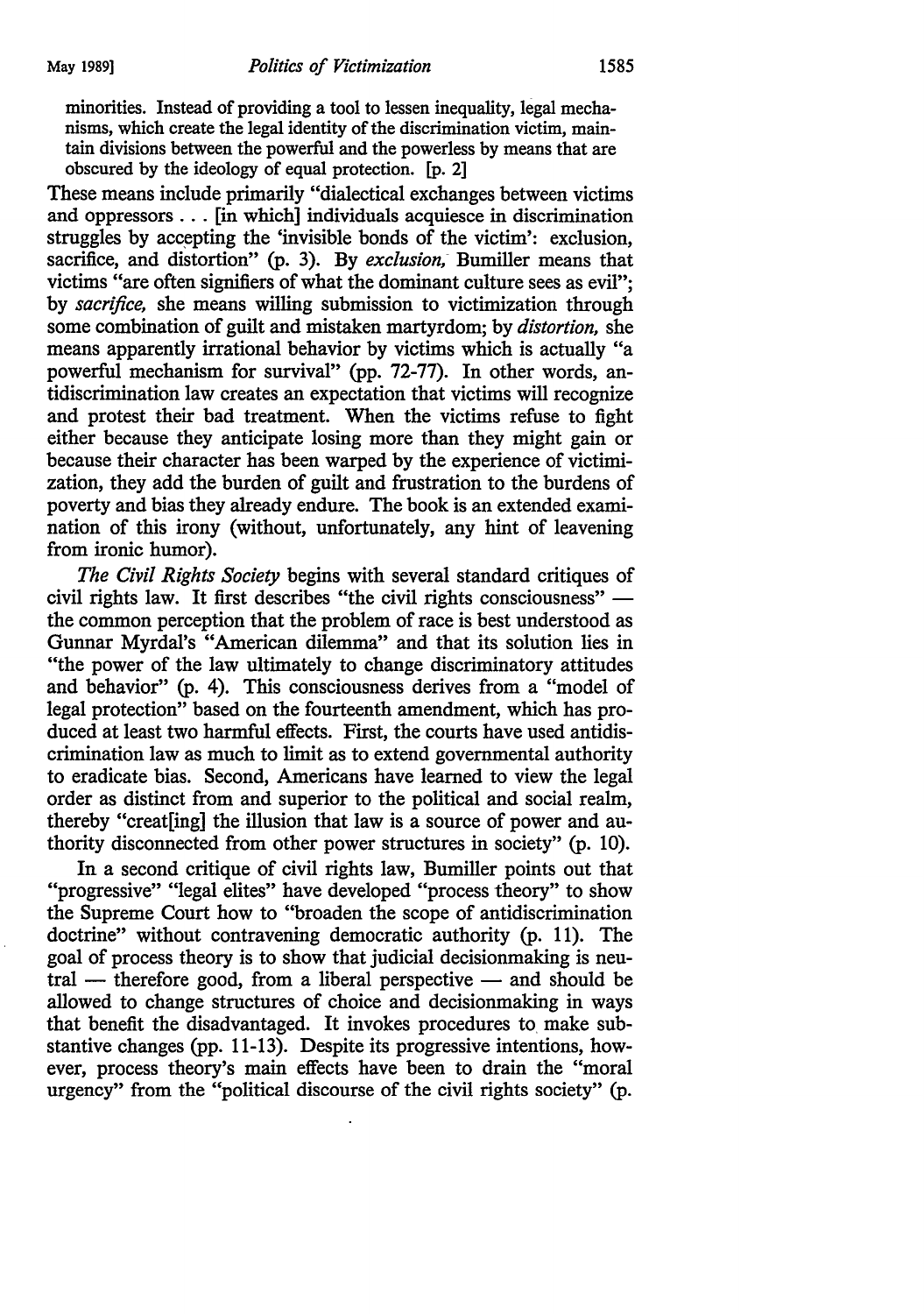> minorities. Instead of providing a tool to lessen inequality, legal mechanisms, which create the legal identity of the discrimination victim, maintain divisions between the powerful and the powerless by means that are obscured by the ideology of equal protection. [p. 2]

These means include primarily "dialectical exchanges between victims and oppressors . . . [in which] individuals acquiesce in discrimination struggles by accepting the 'invisible bonds of the victim': exclusion, sacrifice, and distortion" (p. 3). By *exclusion,* Bumiller means that victims "are often signifiers of what the dominant culture sees as evil"; by *sacrifice,* she means willing submission to victimization through some combination of guilt and mistaken martyrdom; by *distortion,* she means apparently irrational behavior by victims which is actually "a powerful mechanism for survival" (pp. 72-77). In other words, antidiscrimination law creates an expectation that victims will recognize and protest their bad treatment. When the victims refuse to fight either because they anticipate losing more than they might gain or because their character has been warped by the experience of victimization, they add the burden of guilt and frustration to the burdens of poverty and bias they already endure. The book is an extended examination of this irony (without, unfortunately, any hint of leavening from ironic humor).

*The Civil Rights Society* begins with several standard critiques of civil rights law. It first describes "the civil rights consciousness" — the common perception that the problem of race is best understood as Gunnar Myrdal's "American dilemma" and that its solution lies in "the power of the law ultimately to change discriminatory attitudes and behavior" (p. 4). This consciousness derives from a "model of legal protection" based on the fourteenth amendment, which has produced at least two harmful effects. First, the courts have used antidiscrimination law as much to limit as to extend governmental authority to eradicate bias. Second, Americans have learned to view the legal order as distinct from and superior to the political and social realm, thereby "creat[ing] the illusion that law is a source of power and authority disconnected from other power structures in society" (p. 10).

In a second critique of civil rights law, Bumiller points out that "progressive" "legal elites" have developed "process theory" to show the Supreme Court how to "broaden the scope of antidiscrimination doctrine" without contravening democratic authority (p. 11). The goal of process theory is to show that judicial decisionmaking is neutral — therefore good, from a liberal perspective — and should be allowed to change structures of choice and decisionmaking in ways that benefit the disadvantaged. It invokes procedures to make substantive changes (pp. 11-13). Despite its progressive intentions, however, process theory's main effects have been to drain the "moral urgency" from the "political discourse of the civil rights society" (p.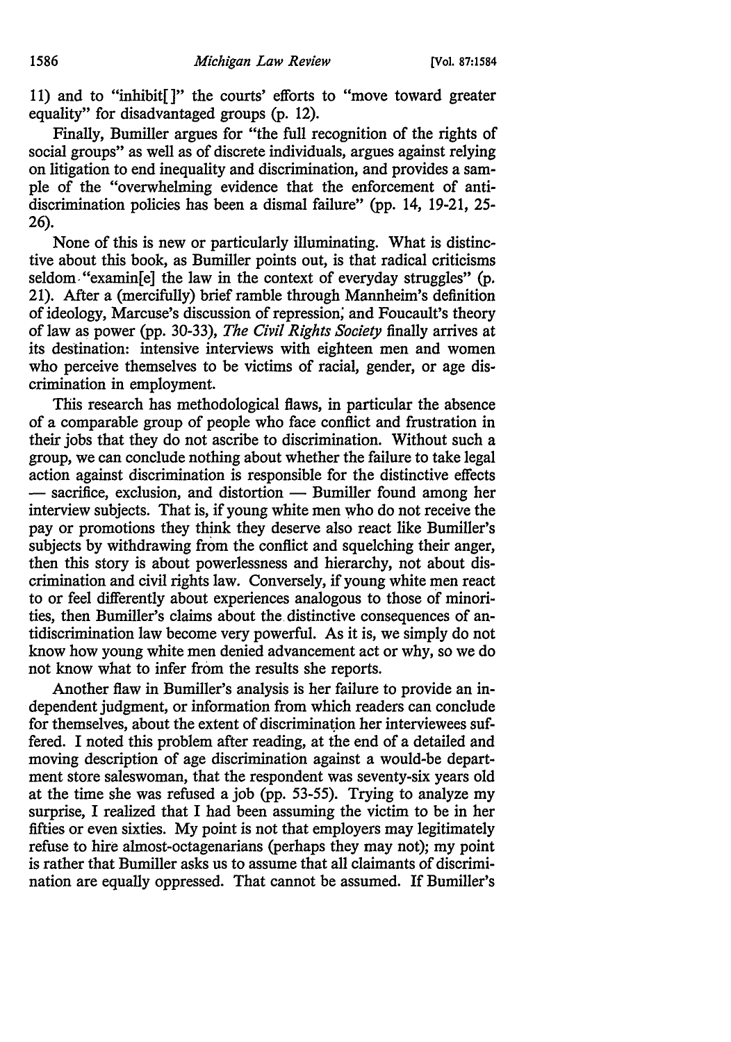11) and to "inhibit[]" the courts' efforts to "move toward greater equality" for disadvantaged groups (p. 12).

Finally, Bumiller argues for "the full recognition of the rights of social groups" as well as of discrete individuals, argues against relying on litigation to end inequality and discrimination, and provides a sample of the "overwhelming evidence that the enforcement of antidiscrimination policies has been a dismal failure" (pp. 14, 19-21, 25-26).

None of this is new or particularly illuminating. What is distinctive about this book, as Bumiller points out, is that radical criticisms seldom "examin[e] the law in the context of everyday struggles" (p. 21). After a (mercifully) brief ramble through Mannheim's definition of ideology, Marcuse's discussion of repression, and Foucault's theory of law as power (pp. 30-33), *The Civil Rights Society* finally arrives at its destination: intensive interviews with eighteen men and women who perceive themselves to be victims of racial, gender, or age discrimination in employment.

This research has methodological flaws, in particular the absence of a comparable group of people who face conflict and frustration in their jobs that they do not ascribe to discrimination. Without such a group, we can conclude nothing about whether the failure to take legal action against discrimination is responsible for the distinctive effects — sacrifice, exclusion, and distortion — Bumiller found among her interview subjects. That is, if young white men who do not receive the pay or promotions they think they deserve also react like Bumiller's subjects by withdrawing from the conflict and squelching their anger, then this story is about powerlessness and hierarchy, not about discrimination and civil rights law. Conversely, if young white men react to or feel differently about experiences analogous to those of minorities, then Bumiller's claims about the distinctive consequences of antidiscrimination law become very powerful. As it is, we simply do not know how young white men denied advancement act or why, so we do not know what to infer from the results she reports.

Another flaw in Bumiller's analysis is her failure to provide an independent judgment, or information from which readers can conclude for themselves, about the extent of discrimination her interviewees suffered. I noted this problem after reading, at the end of a detailed and moving description of age discrimination against a would-be department store saleswoman, that the respondent was seventy-six years old at the time she was refused a job (pp. 53-55). Trying to analyze my surprise, I realized that I had been assuming the victim to be in her fifties or even sixties. My point is not that employers may legitimately refuse to hire almost-octagenarians (perhaps they may not); my point is rather that Bumiller asks us to assume that all claimants of discrimination are equally oppressed. That cannot be assumed. If Bumiller's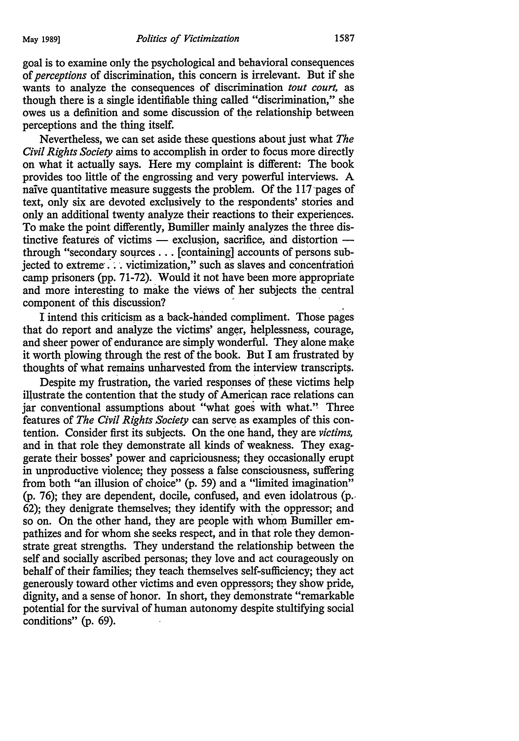goal is to examine only the psychological and behavioral consequences of *perceptions* of discrimination, this concern is irrelevant. But if she wants to analyze the consequences of discrimination *tout court,* as though there is a single identifiable thing called "discrimination," she owes us a definition and some discussion of the relationship between perceptions and the thing itself.

Nevertheless, we can set aside these questions about just what *The Civil Rights Society* aims to accomplish in order to focus more directly on what it actually says. Here my complaint is different: The book provides too little of the engrossing and very powerful interviews. A naïve quantitative measure suggests the problem. Of the 117 pages of text, only six are devoted exclusively to the respondents' stories and only an additional twenty analyze their reactions to their experiences. To make the point differently, Bumiller mainly analyzes the three distinctive features of victims — exclusion, sacrifice, and distortion — through "secondary sources . . . [containing] accounts of persons subjected to extreme . . . victimization," such as slaves and concentration camp prisoners (pp. 71-72). Would it not have been more appropriate and more interesting to make the views of her subjects the central component of this discussion?

I intend this criticism as a back-handed compliment. Those pages that do report and analyze the victims' anger, helplessness, courage, and sheer power of endurance are simply wonderful. They alone make it worth plowing through the rest of the book. But I am frustrated by thoughts of what remains unharvested from the interview transcripts.

Despite my frustration, the varied responses of these victims help illustrate the contention that the study of American race relations can jar conventional assumptions about "what goes with what." Three features of *The Civil Rights Society* can serve as examples of this contention. Consider first its subjects. On the one hand, they are *victims,* and in that role they demonstrate all kinds of weakness. They exaggerate their bosses' power and capriciousness; they occasionally erupt in unproductive violence; they possess a false consciousness, suffering from both "an illusion of choice" (p. 59) and a "limited imagination" (p. 76); they are dependent, docile, confused, and even idolatrous (p. 62); they denigrate themselves; they identify with the oppressor; and so on. On the other hand, they are people with whom Bumiller empathizes and for whom she seeks respect, and in that role they demonstrate great strengths. They understand the relationship between the self and socially ascribed personas; they love and act courageously on behalf of their families; they teach themselves self-sufficiency; they act generously toward other victims and even oppressors; they show pride, dignity, and a sense of honor. In short, they demonstrate "remarkable potential for the survival of human autonomy despite stultifying social conditions" (p. 69).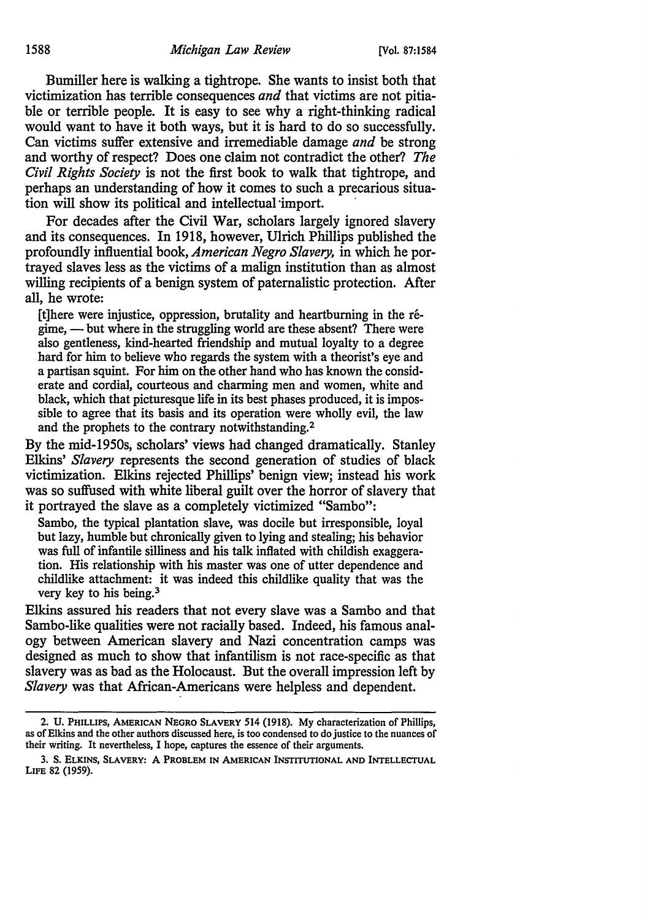Bumiller here is walking a tightrope. She wants to insist both that victimization has terrible consequences *and* that victims are not pitiable or terrible people. It is easy to see why a right-thinking radical would want to have it both ways, but it is hard to do so successfully. Can victims suffer extensive and irremediable damage *and* be strong and worthy of respect? Does one claim not contradict the other? *The Civil Rights Society* is not the first book to walk that tightrope, and perhaps an understanding of how it comes to such a precarious situation will show its political and intellectual import.

For decades after the Civil War, scholars largely ignored slavery and its consequences. In 1918, however, Ulrich Phillips published the profoundly influential book, *American Negro Slavery*, in which he portrayed slaves less as the victims of a malign institution than as almost willing recipients of a benign system of paternalistic protection. After all, he wrote:

> [t]here were injustice, oppression, brutality and heartburning in the régime, — but where in the struggling world are these absent? There were also gentleness, kind-hearted friendship and mutual loyalty to a degree hard for him to believe who regards the system with a theorist's eye and a partisan squint. For him on the other hand who has known the considerate and cordial, courteous and charming men and women, white and black, which that picturesque life in its best phases produced, it is impossible to agree that its basis and its operation were wholly evil, the law and the prophets to the contrary notwithstanding.[2]

By the mid-1950s, scholars' views had changed dramatically. Stanley Elkins' *Slavery* represents the second generation of studies of black victimization. Elkins rejected Phillips' benign view; instead his work was so suffused with white liberal guilt over the horror of slavery that it portrayed the slave as a completely victimized "Sambo":

> Sambo, the typical plantation slave, was docile but irresponsible, loyal but lazy, humble but chronically given to lying and stealing; his behavior was full of infantile silliness and his talk inflated with childish exaggeration. His relationship with his master was one of utter dependence and childlike attachment: it was indeed this childlike quality that was the very key to his being.[3]

Elkins assured his readers that not every slave was a Sambo and that Sambo-like qualities were not racially based. Indeed, his famous analogy between American slavery and Nazi concentration camps was designed as much to show that infantilism is not race-specific as that slavery was as bad as the Holocaust. But the overall impression left by *Slavery* was that African-Americans were helpless and dependent.

---

2. U. PHILLIPS, AMERICAN NEGRO SLAVERY 514 (1918). My characterization of Phillips, as of Elkins and the other authors discussed here, is too condensed to do justice to the nuances of their writing. It nevertheless, I hope, captures the essence of their arguments.

3. S. ELKINS, SLAVERY: A PROBLEM IN AMERICAN INSTITUTIONAL AND INTELLECTUAL LIFE 82 (1959).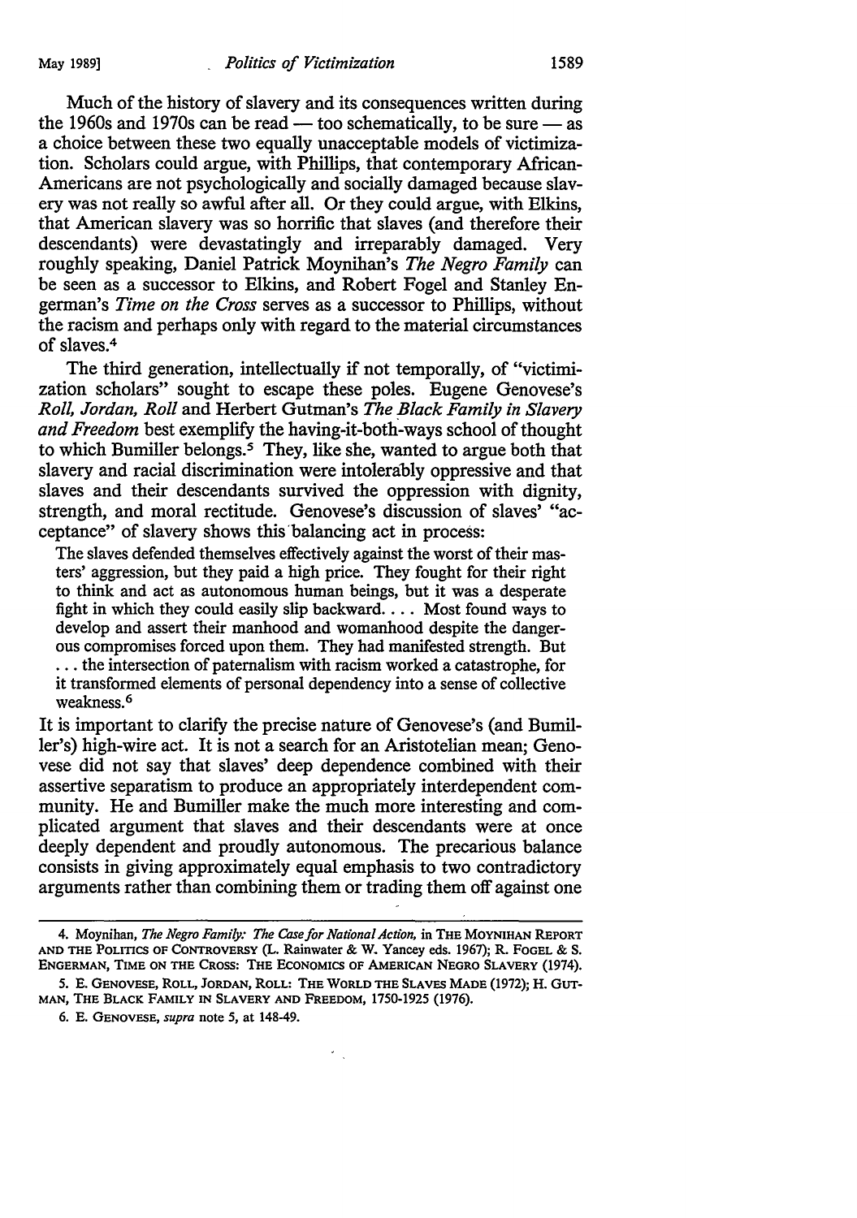Much of the history of slavery and its consequences written during the 1960s and 1970s can be read — too schematically, to be sure — as a choice between these two equally unacceptable models of victimization. Scholars could argue, with Phillips, that contemporary African-Americans are not psychologically and socially damaged because slavery was not really so awful after all. Or they could argue, with Elkins, that American slavery was so horrific that slaves (and therefore their descendants) were devastatingly and irreparably damaged. Very roughly speaking, Daniel Patrick Moynihan's *The Negro Family* can be seen as a successor to Elkins, and Robert Fogel and Stanley Engerman's *Time on the Cross* serves as a successor to Phillips, without the racism and perhaps only with regard to the material circumstances of slaves.[4]

The third generation, intellectually if not temporally, of "victimization scholars" sought to escape these poles. Eugene Genovese's *Roll, Jordan, Roll* and Herbert Gutman's *The Black Family in Slavery and Freedom* best exemplify the having-it-both-ways school of thought to which Bumiller belongs.[5] They, like she, wanted to argue both that slavery and racial discrimination were intolerably oppressive and that slaves and their descendants survived the oppression with dignity, strength, and moral rectitude. Genovese's discussion of slaves' "acceptance" of slavery shows this balancing act in process:

> The slaves defended themselves effectively against the worst of their masters' aggression, but they paid a high price. They fought for their right to think and act as autonomous human beings, but it was a desperate fight in which they could easily slip backward. . . . Most found ways to develop and assert their manhood and womanhood despite the dangerous compromises forced upon them. They had manifested strength. But . . . the intersection of paternalism with racism worked a catastrophe, for it transformed elements of personal dependency into a sense of collective weakness.[6]

It is important to clarify the precise nature of Genovese's (and Bumiller's) high-wire act. It is not a search for an Aristotelian mean; Genovese did not say that slaves' deep dependence combined with their assertive separatism to produce an appropriately interdependent community. He and Bumiller make the much more interesting and complicated argument that slaves and their descendants were at once deeply dependent and proudly autonomous. The precarious balance consists in giving approximately equal emphasis to two contradictory arguments rather than combining them or trading them off against one

---

4. Moynihan, *The Negro Family: The Case for National Action*, in THE MOYNIHAN REPORT AND THE POLITICS OF CONTROVERSY (L. Rainwater & W. Yancey eds. 1967); R. FOGEL & S. ENGERMAN, TIME ON THE CROSS: THE ECONOMICS OF AMERICAN NEGRO SLAVERY (1974).

5. E. GENOVESE, ROLL, JORDAN, ROLL: THE WORLD THE SLAVES MADE (1972); H. GUTMAN, THE BLACK FAMILY IN SLAVERY AND FREEDOM, 1750-1925 (1976).

6. E. GENOVESE, *supra* note 5, at 148-49.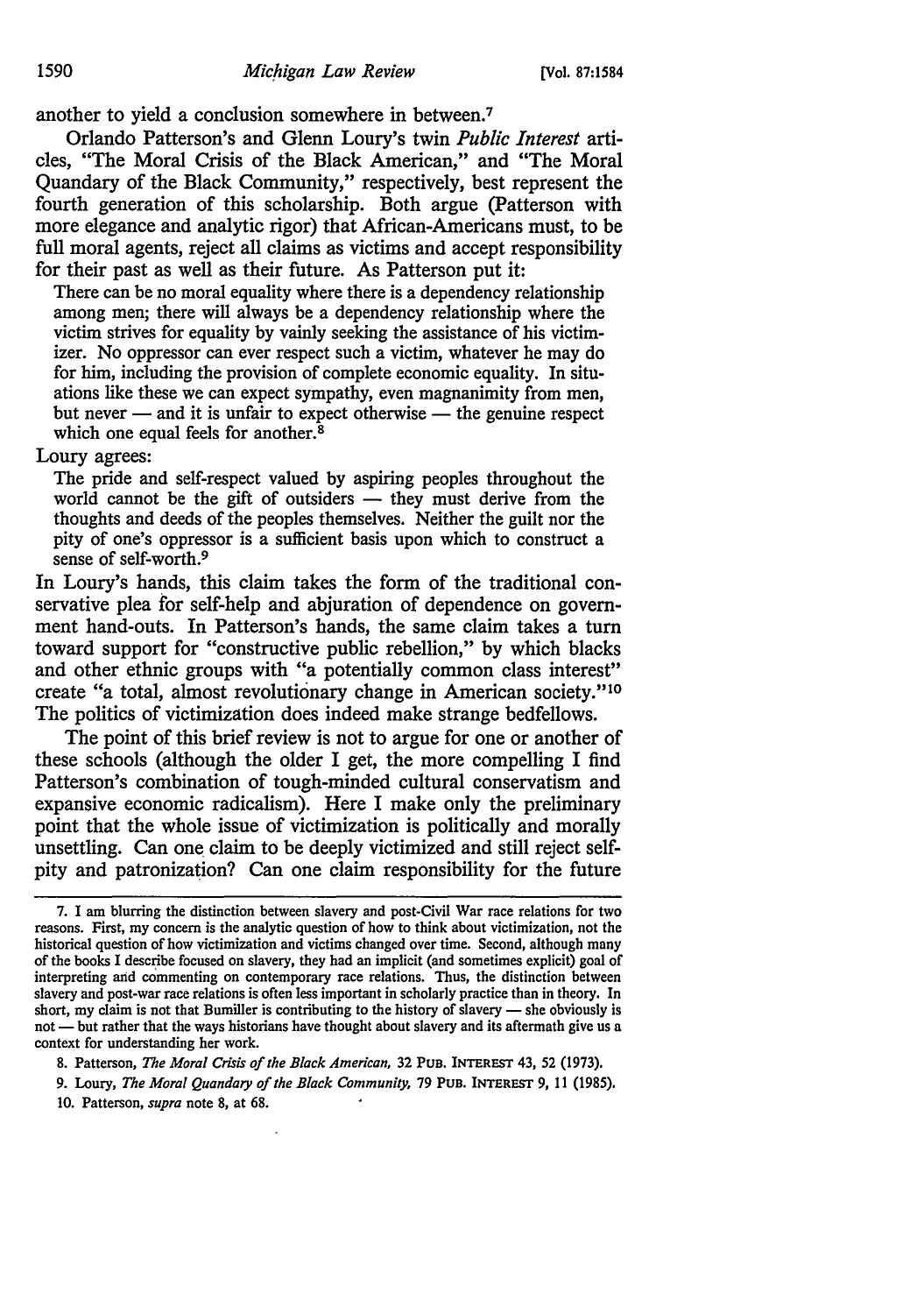another to yield a conclusion somewhere in between.[7]

Orlando Patterson's and Glenn Loury's twin *Public Interest* articles, "The Moral Crisis of the Black American," and "The Moral Quandary of the Black Community," respectively, best represent the fourth generation of this scholarship. Both argue (Patterson with more elegance and analytic rigor) that African-Americans must, to be full moral agents, reject all claims as victims and accept responsibility for their past as well as their future. As Patterson put it:

> There can be no moral equality where there is a dependency relationship among men; there will always be a dependency relationship where the victim strives for equality by vainly seeking the assistance of his victimizer. No oppressor can ever respect such a victim, whatever he may do for him, including the provision of complete economic equality. In situations like these we can expect sympathy, even magnanimity from men, but never — and it is unfair to expect otherwise — the genuine respect which one equal feels for another.[8]

Loury agrees:

> The pride and self-respect valued by aspiring peoples throughout the world cannot be the gift of outsiders — they must derive from the thoughts and deeds of the peoples themselves. Neither the guilt nor the pity of one's oppressor is a sufficient basis upon which to construct a sense of self-worth.[9]

In Loury's hands, this claim takes the form of the traditional conservative plea for self-help and abjuration of dependence on government hand-outs. In Patterson's hands, the same claim takes a turn toward support for "constructive public rebellion," by which blacks and other ethnic groups with "a potentially common class interest" create "a total, almost revolutionary change in American society."[10] The politics of victimization does indeed make strange bedfellows.

The point of this brief review is not to argue for one or another of these schools (although the older I get, the more compelling I find Patterson's combination of tough-minded cultural conservatism and expansive economic radicalism). Here I make only the preliminary point that the whole issue of victimization is politically and morally unsettling. Can one claim to be deeply victimized and still reject self-pity and patronization? Can one claim responsibility for the future

---

7. I am blurring the distinction between slavery and post-Civil War race relations for two reasons. First, my concern is the analytic question of how to think about victimization, not the historical question of how victimization and victims changed over time. Second, although many of the books I describe focused on slavery, they had an implicit (and sometimes explicit) goal of interpreting and commenting on contemporary race relations. Thus, the distinction between slavery and post-war race relations is often less important in scholarly practice than in theory. In short, my claim is not that Bumiller is contributing to the history of slavery — she obviously is not — but rather that the ways historians have thought about slavery and its aftermath give us a context for understanding her work.

8. Patterson, *The Moral Crisis of the Black American*, 32 PUB. INTEREST 43, 52 (1973).

9. Loury, *The Moral Quandary of the Black Community*, 79 PUB. INTEREST 9, 11 (1985).

10. Patterson, *supra* note 8, at 68.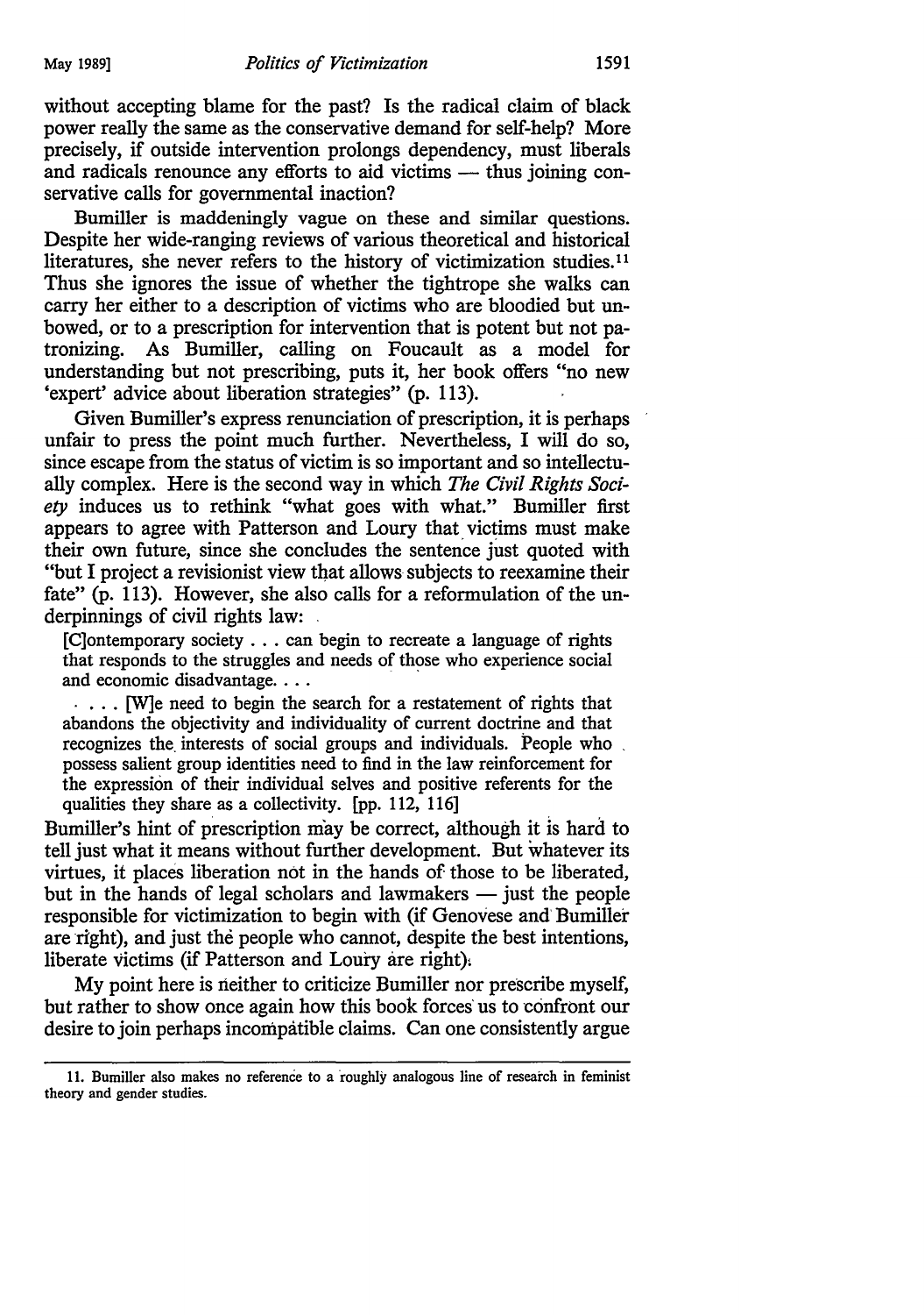without accepting blame for the past? Is the radical claim of black power really the same as the conservative demand for self-help? More precisely, if outside intervention prolongs dependency, must liberals and radicals renounce any efforts to aid victims — thus joining conservative calls for governmental inaction?

Bumiller is maddeningly vague on these and similar questions. Despite her wide-ranging reviews of various theoretical and historical literatures, she never refers to the history of victimization studies.[11] Thus she ignores the issue of whether the tightrope she walks can carry her either to a description of victims who are bloodied but unbowed, or to a prescription for intervention that is potent but not patronizing. As Bumiller, calling on Foucault as a model for understanding but not prescribing, puts it, her book offers "no new 'expert' advice about liberation strategies" (p. 113).

Given Bumiller's express renunciation of prescription, it is perhaps unfair to press the point much further. Nevertheless, I will do so, since escape from the status of victim is so important and so intellectually complex. Here is the second way in which *The Civil Rights Society* induces us to rethink "what goes with what." Bumiller first appears to agree with Patterson and Loury that victims must make their own future, since she concludes the sentence just quoted with "but I project a revisionist view that allows subjects to reexamine their fate" (p. 113). However, she also calls for a reformulation of the underpinnings of civil rights law:

> [C]ontemporary society . . . can begin to recreate a language of rights that responds to the struggles and needs of those who experience social and economic disadvantage. . . .
>
> . . . . [W]e need to begin the search for a restatement of rights that abandons the objectivity and individuality of current doctrine and that recognizes the interests of social groups and individuals. People who possess salient group identities need to find in the law reinforcement for the expression of their individual selves and positive referents for the qualities they share as a collectivity. [pp. 112, 116]

Bumiller's hint of prescription may be correct, although it is hard to tell just what it means without further development. But whatever its virtues, it places liberation not in the hands of those to be liberated, but in the hands of legal scholars and lawmakers — just the people responsible for victimization to begin with (if Genovese and Bumiller are right), and just the people who cannot, despite the best intentions, liberate victims (if Patterson and Loury are right).

My point here is neither to criticize Bumiller nor prescribe myself, but rather to show once again how this book forces us to confront our desire to join perhaps incompatible claims. Can one consistently argue

---

11. Bumiller also makes no reference to a roughly analogous line of research in feminist theory and gender studies.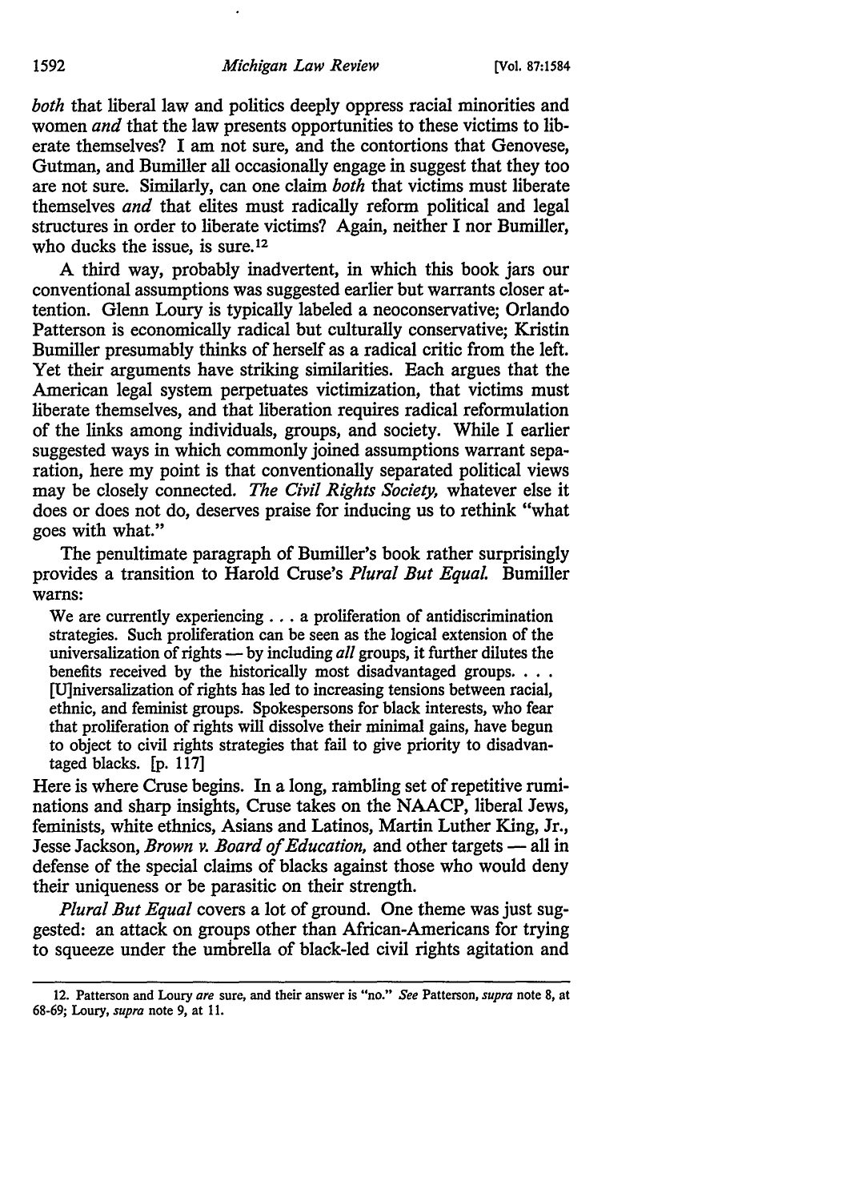*both* that liberal law and politics deeply oppress racial minorities and women *and* that the law presents opportunities to these victims to liberate themselves? I am not sure, and the contortions that Genovese, Gutman, and Bumiller all occasionally engage in suggest that they too are not sure. Similarly, can one claim *both* that victims must liberate themselves *and* that elites must radically reform political and legal structures in order to liberate victims? Again, neither I nor Bumiller, who ducks the issue, is sure.[12]

A third way, probably inadvertent, in which this book jars our conventional assumptions was suggested earlier but warrants closer attention. Glenn Loury is typically labeled a neoconservative; Orlando Patterson is economically radical but culturally conservative; Kristin Bumiller presumably thinks of herself as a radical critic from the left. Yet their arguments have striking similarities. Each argues that the American legal system perpetuates victimization, that victims must liberate themselves, and that liberation requires radical reformulation of the links among individuals, groups, and society. While I earlier suggested ways in which commonly joined assumptions warrant separation, here my point is that conventionally separated political views may be closely connected. *The Civil Rights Society,* whatever else it does or does not do, deserves praise for inducing us to rethink "what goes with what."

The penultimate paragraph of Bumiller's book rather surprisingly provides a transition to Harold Cruse's *Plural But Equal.* Bumiller warns:

> We are currently experiencing . . . a proliferation of antidiscrimination strategies. Such proliferation can be seen as the logical extension of the universalization of rights — by including *all* groups, it further dilutes the benefits received by the historically most disadvantaged groups. . . . [U]niversalization of rights has led to increasing tensions between racial, ethnic, and feminist groups. Spokespersons for black interests, who fear that proliferation of rights will dissolve their minimal gains, have begun to object to civil rights strategies that fail to give priority to disadvantaged blacks. [p. 117]

Here is where Cruse begins. In a long, rambling set of repetitive ruminations and sharp insights, Cruse takes on the NAACP, liberal Jews, feminists, white ethnics, Asians and Latinos, Martin Luther King, Jr., Jesse Jackson, *Brown v. Board of Education,* and other targets — all in defense of the special claims of blacks against those who would deny their uniqueness or be parasitic on their strength.

*Plural But Equal* covers a lot of ground. One theme was just suggested: an attack on groups other than African-Americans for trying to squeeze under the umbrella of black-led civil rights agitation and

---

12. Patterson and Loury *are* sure, and their answer is "no." *See* Patterson, *supra* note 8, at 68-69; Loury, *supra* note 9, at 11.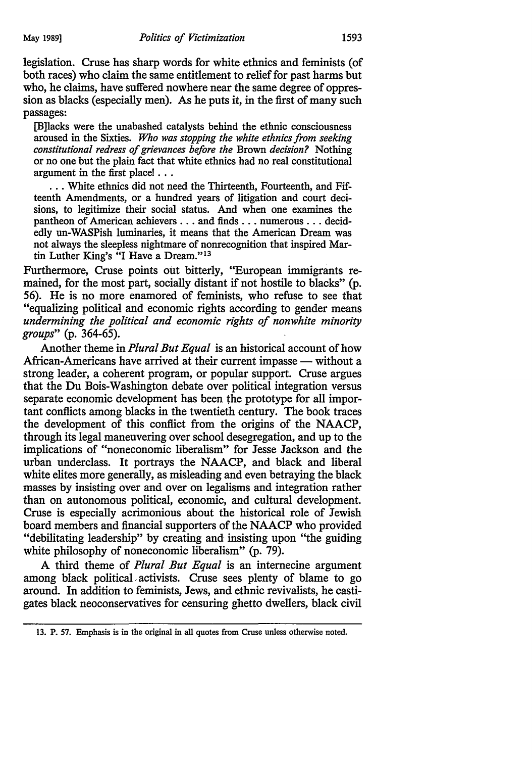legislation. Cruse has sharp words for white ethnics and feminists (of both races) who claim the same entitlement to relief for past harms but who, he claims, have suffered nowhere near the same degree of oppression as blacks (especially men). As he puts it, in the first of many such passages:

> [B]lacks were the unabashed catalysts behind the ethnic consciousness aroused in the Sixties. *Who was stopping the white ethnics from seeking constitutional redress of grievances before the* Brown *decision?* Nothing or no one but the plain fact that white ethnics had no real constitutional argument in the first place! . . .
>
> . . . White ethnics did not need the Thirteenth, Fourteenth, and Fifteenth Amendments, or a hundred years of litigation and court decisions, to legitimize their social status. And when one examines the pantheon of American achievers . . . and finds . . . numerous . . . decidedly un-WASPish luminaries, it means that the American Dream was not always the sleepless nightmare of nonrecognition that inspired Martin Luther King's "I Have a Dream."[13]

Furthermore, Cruse points out bitterly, "European immigrants remained, for the most part, socially distant if not hostile to blacks" (p. 56). He is no more enamored of feminists, who refuse to see that "equalizing political and economic rights according to gender means *undermining the political and economic rights of nonwhite minority groups*" (p. 364-65).

Another theme in *Plural But Equal* is an historical account of how African-Americans have arrived at their current impasse — without a strong leader, a coherent program, or popular support. Cruse argues that the Du Bois-Washington debate over political integration versus separate economic development has been the prototype for all important conflicts among blacks in the twentieth century. The book traces the development of this conflict from the origins of the NAACP, through its legal maneuvering over school desegregation, and up to the implications of "noneconomic liberalism" for Jesse Jackson and the urban underclass. It portrays the NAACP, and black and liberal white elites more generally, as misleading and even betraying the black masses by insisting over and over on legalisms and integration rather than on autonomous political, economic, and cultural development. Cruse is especially acrimonious about the historical role of Jewish board members and financial supporters of the NAACP who provided "debilitating leadership" by creating and insisting upon "the guiding white philosophy of noneconomic liberalism" (p. 79).

A third theme of *Plural But Equal* is an internecine argument among black political activists. Cruse sees plenty of blame to go around. In addition to feminists, Jews, and ethnic revivalists, he castigates black neoconservatives for censuring ghetto dwellers, black civil

---

13. P. 57. Emphasis is in the original in all quotes from Cruse unless otherwise noted.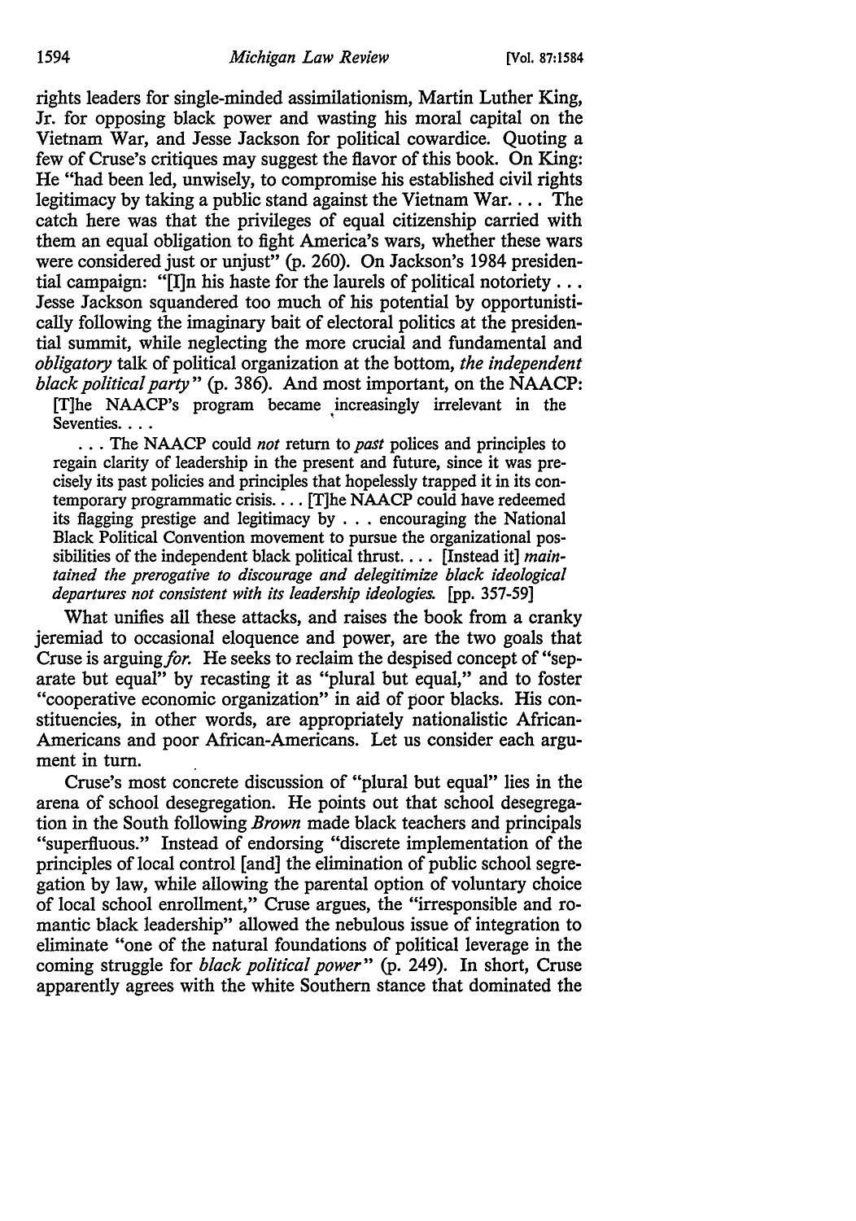rights leaders for single-minded assimilationism, Martin Luther King, Jr. for opposing black power and wasting his moral capital on the Vietnam War, and Jesse Jackson for political cowardice. Quoting a few of Cruse's critiques may suggest the flavor of this book. On King: He "had been led, unwisely, to compromise his established civil rights legitimacy by taking a public stand against the Vietnam War. . . . The catch here was that the privileges of equal citizenship carried with them an equal obligation to fight America's wars, whether these wars were considered just or unjust" (p. 260). On Jackson's 1984 presidential campaign: "[I]n his haste for the laurels of political notoriety . . . Jesse Jackson squandered too much of his potential by opportunistically following the imaginary bait of electoral politics at the presidential summit, while neglecting the more crucial and fundamental and *obligatory* talk of political organization at the bottom, *the independent black political party*" (p. 386). And most important, on the NAACP:

> [T]he NAACP's program became increasingly irrelevant in the Seventies. . . .
>
> . . . The NAACP could *not* return to *past* polices and principles to regain clarity of leadership in the present and future, since it was precisely its past policies and principles that hopelessly trapped it in its contemporary programmatic crisis. . . . [T]he NAACP could have redeemed its flagging prestige and legitimacy by . . . encouraging the National Black Political Convention movement to pursue the organizational possibilities of the independent black political thrust. . . . [Instead it] *maintained the prerogative to discourage and delegitimize black ideological departures not consistent with its leadership ideologies.* [pp. 357-59]

What unifies all these attacks, and raises the book from a cranky jeremiad to occasional eloquence and power, are the two goals that Cruse is arguing *for.* He seeks to reclaim the despised concept of "separate but equal" by recasting it as "plural but equal," and to foster "cooperative economic organization" in aid of poor blacks. His constituencies, in other words, are appropriately nationalistic African-Americans and poor African-Americans. Let us consider each argument in turn.

Cruse's most concrete discussion of "plural but equal" lies in the arena of school desegregation. He points out that school desegregation in the South following *Brown* made black teachers and principals "superfluous." Instead of endorsing "discrete implementation of the principles of local control [and] the elimination of public school segregation by law, while allowing the parental option of voluntary choice of local school enrollment," Cruse argues, the "irresponsible and romantic black leadership" allowed the nebulous issue of integration to eliminate "one of the natural foundations of political leverage in the coming struggle for *black political power*" (p. 249). In short, Cruse apparently agrees with the white Southern stance that dominated the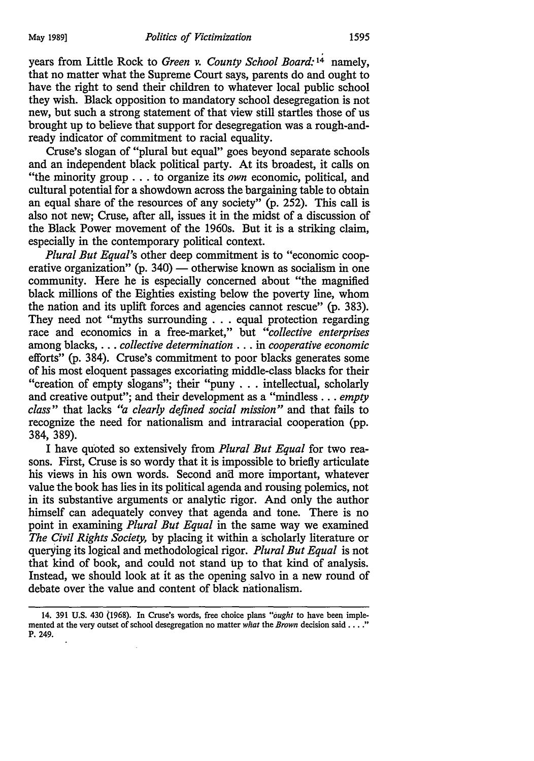years from Little Rock to *Green v. County School Board:*[14] namely, that no matter what the Supreme Court says, parents do and ought to have the right to send their children to whatever local public school they wish. Black opposition to mandatory school desegregation is not new, but such a strong statement of that view still startles those of us brought up to believe that support for desegregation was a rough-and-ready indicator of commitment to racial equality.

Cruse's slogan of "plural but equal" goes beyond separate schools and an independent black political party. At its broadest, it calls on "the minority group . . . to organize its *own* economic, political, and cultural potential for a showdown across the bargaining table to obtain an equal share of the resources of any society" (p. 252). This call is also not new; Cruse, after all, issues it in the midst of a discussion of the Black Power movement of the 1960s. But it is a striking claim, especially in the contemporary political context.

*Plural But Equal's* other deep commitment is to "economic cooperative organization" (p. 340) — otherwise known as socialism in one community. Here he is especially concerned about "the magnified black millions of the Eighties existing below the poverty line, whom the nation and its uplift forces and agencies cannot rescue" (p. 383). They need not "myths surrounding . . . equal protection regarding race and economics in a free-market," but *"collective enterprises* among blacks, . . . *collective determination* . . . in *cooperative economic* efforts" (p. 384). Cruse's commitment to poor blacks generates some of his most eloquent passages excoriating middle-class blacks for their "creation of empty slogans"; their "puny . . . intellectual, scholarly and creative output"; and their development as a "mindless . . . *empty class*" that lacks *"a clearly defined social mission"* and that fails to recognize the need for nationalism and intraracial cooperation (pp. 384, 389).

I have quoted so extensively from *Plural But Equal* for two reasons. First, Cruse is so wordy that it is impossible to briefly articulate his views in his own words. Second and more important, whatever value the book has lies in its political agenda and rousing polemics, not in its substantive arguments or analytic rigor. And only the author himself can adequately convey that agenda and tone. There is no point in examining *Plural But Equal* in the same way we examined *The Civil Rights Society,* by placing it within a scholarly literature or querying its logical and methodological rigor. *Plural But Equal* is not that kind of book, and could not stand up to that kind of analysis. Instead, we should look at it as the opening salvo in a new round of debate over the value and content of black nationalism.

---

14. 391 U.S. 430 (1968). In Cruse's words, free choice plans *"ought* to have been implemented at the very outset of school desegregation no matter *what* the *Brown* decision said . . . ." P. 249.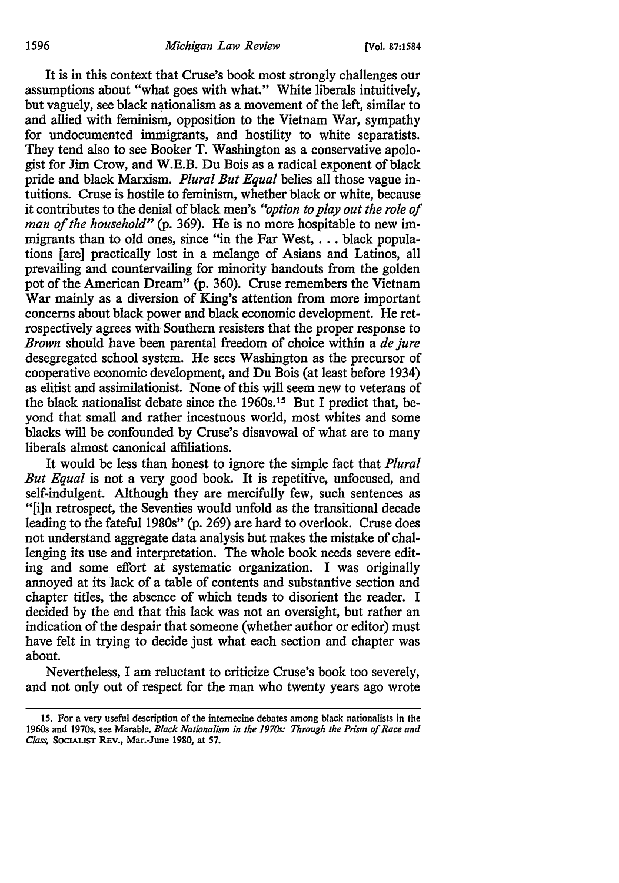It is in this context that Cruse's book most strongly challenges our assumptions about "what goes with what." White liberals intuitively, but vaguely, see black nationalism as a movement of the left, similar to and allied with feminism, opposition to the Vietnam War, sympathy for undocumented immigrants, and hostility to white separatists. They tend also to see Booker T. Washington as a conservative apologist for Jim Crow, and W.E.B. Du Bois as a radical exponent of black pride and black Marxism. *Plural But Equal* belies all those vague intuitions. Cruse is hostile to feminism, whether black or white, because it contributes to the denial of black men's *"option to play out the role of man of the household"* (p. 369). He is no more hospitable to new immigrants than to old ones, since "in the Far West, . . . black populations [are] practically lost in a melange of Asians and Latinos, all prevailing and countervailing for minority handouts from the golden pot of the American Dream" (p. 360). Cruse remembers the Vietnam War mainly as a diversion of King's attention from more important concerns about black power and black economic development. He retrospectively agrees with Southern resisters that the proper response to *Brown* should have been parental freedom of choice within a *de jure* desegregated school system. He sees Washington as the precursor of cooperative economic development, and Du Bois (at least before 1934) as elitist and assimilationist. None of this will seem new to veterans of the black nationalist debate since the 1960s.[15] But I predict that, beyond that small and rather incestuous world, most whites and some blacks will be confounded by Cruse's disavowal of what are to many liberals almost canonical affiliations.

It would be less than honest to ignore the simple fact that *Plural But Equal* is not a very good book. It is repetitive, unfocused, and self-indulgent. Although they are mercifully few, such sentences as "[i]n retrospect, the Seventies would unfold as the transitional decade leading to the fateful 1980s" (p. 269) are hard to overlook. Cruse does not understand aggregate data analysis but makes the mistake of challenging its use and interpretation. The whole book needs severe editing and some effort at systematic organization. I was originally annoyed at its lack of a table of contents and substantive section and chapter titles, the absence of which tends to disorient the reader. I decided by the end that this lack was not an oversight, but rather an indication of the despair that someone (whether author or editor) must have felt in trying to decide just what each section and chapter was about.

Nevertheless, I am reluctant to criticize Cruse's book too severely, and not only out of respect for the man who twenty years ago wrote

---

15. For a very useful description of the internecine debates among black nationalists in the 1960s and 1970s, see Marable, *Black Nationalism in the 1970s: Through the Prism of Race and Class*, SOCIALIST REV., Mar.-June 1980, at 57.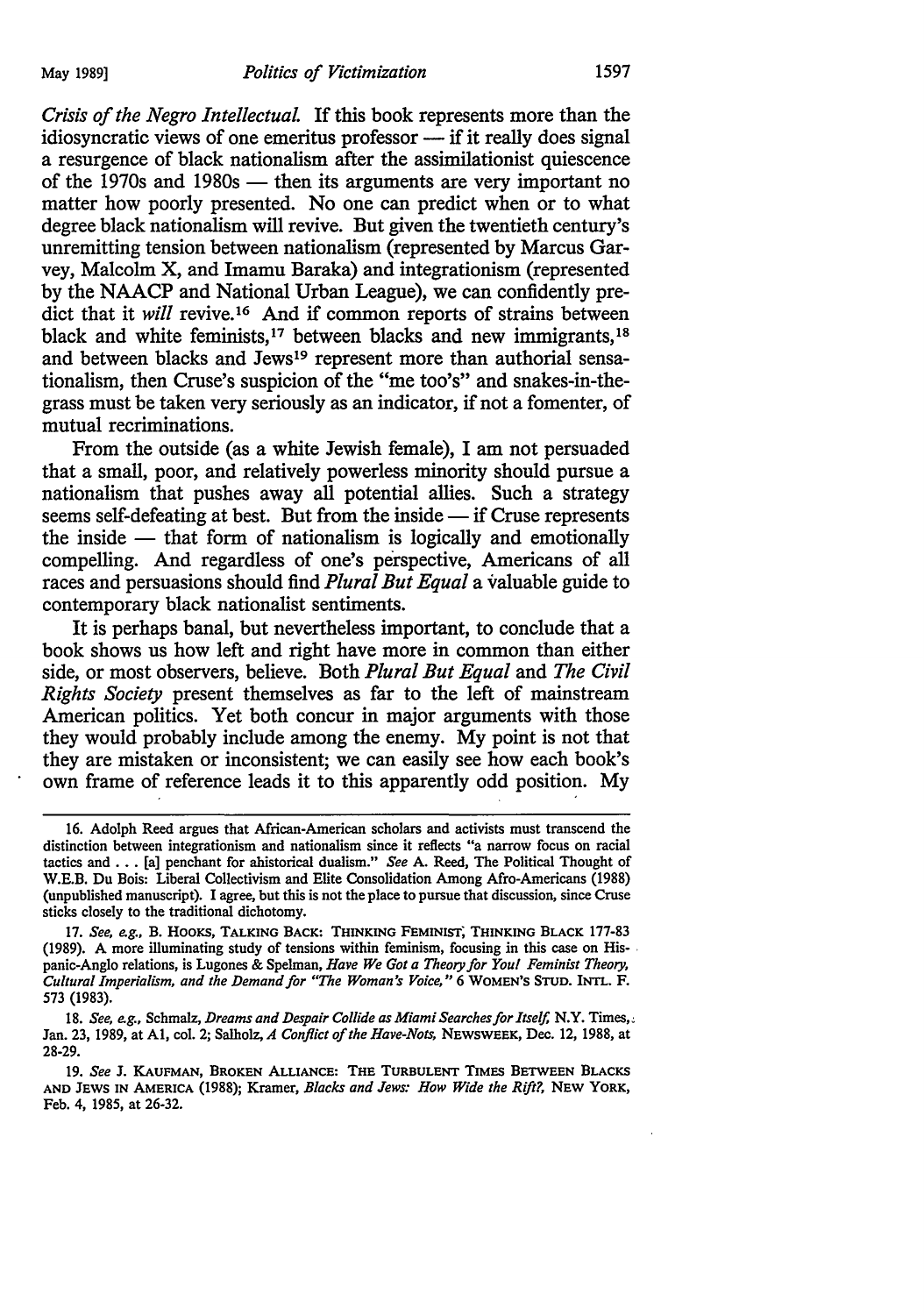*Crisis of the Negro Intellectual.* If this book represents more than the idiosyncratic views of one emeritus professor — if it really does signal a resurgence of black nationalism after the assimilationist quiescence of the 1970s and 1980s — then its arguments are very important no matter how poorly presented. No one can predict when or to what degree black nationalism will revive. But given the twentieth century's unremitting tension between nationalism (represented by Marcus Garvey, Malcolm X, and Imamu Baraka) and integrationism (represented by the NAACP and National Urban League), we can confidently predict that it *will* revive.[16] And if common reports of strains between black and white feminists,[17] between blacks and new immigrants,[18] and between blacks and Jews[19] represent more than authorial sensationalism, then Cruse's suspicion of the "me too's" and snakes-in-the-grass must be taken very seriously as an indicator, if not a fomenter, of mutual recriminations.

From the outside (as a white Jewish female), I am not persuaded that a small, poor, and relatively powerless minority should pursue a nationalism that pushes away all potential allies. Such a strategy seems self-defeating at best. But from the inside — if Cruse represents the inside — that form of nationalism is logically and emotionally compelling. And regardless of one's perspective, Americans of all races and persuasions should find *Plural But Equal* a valuable guide to contemporary black nationalist sentiments.

It is perhaps banal, but nevertheless important, to conclude that a book shows us how left and right have more in common than either side, or most observers, believe. Both *Plural But Equal* and *The Civil Rights Society* present themselves as far to the left of mainstream American politics. Yet both concur in major arguments with those they would probably include among the enemy. My point is not that they are mistaken or inconsistent; we can easily see how each book's own frame of reference leads it to this apparently odd position. My

---

16. Adolph Reed argues that African-American scholars and activists must transcend the distinction between integrationism and nationalism since it reflects "a narrow focus on racial tactics and . . . [a] penchant for ahistorical dualism." *See* A. Reed, The Political Thought of W.E.B. Du Bois: Liberal Collectivism and Elite Consolidation Among Afro-Americans (1988) (unpublished manuscript). I agree, but this is not the place to pursue that discussion, since Cruse sticks closely to the traditional dichotomy.

17. *See, e.g.,* B. HOOKS, TALKING BACK: THINKING FEMINIST, THINKING BLACK 177-83 (1989). A more illuminating study of tensions within feminism, focusing in this case on Hispanic-Anglo relations, is Lugones & Spelman, *Have We Got a Theory for You! Feminist Theory, Cultural Imperialism, and the Demand for "The Woman's Voice,"* 6 WOMEN'S STUD. INTL. F. 573 (1983).

18. *See, e.g.,* Schmalz, *Dreams and Despair Collide as Miami Searches for Itself,* N.Y. Times, Jan. 23, 1989, at A1, col. 2; Salholz, *A Conflict of the Have-Nots,* NEWSWEEK, Dec. 12, 1988, at 28-29.

19. *See* J. KAUFMAN, BROKEN ALLIANCE: THE TURBULENT TIMES BETWEEN BLACKS AND JEWS IN AMERICA (1988); Kramer, *Blacks and Jews: How Wide the Rift?,* NEW YORK, Feb. 4, 1985, at 26-32.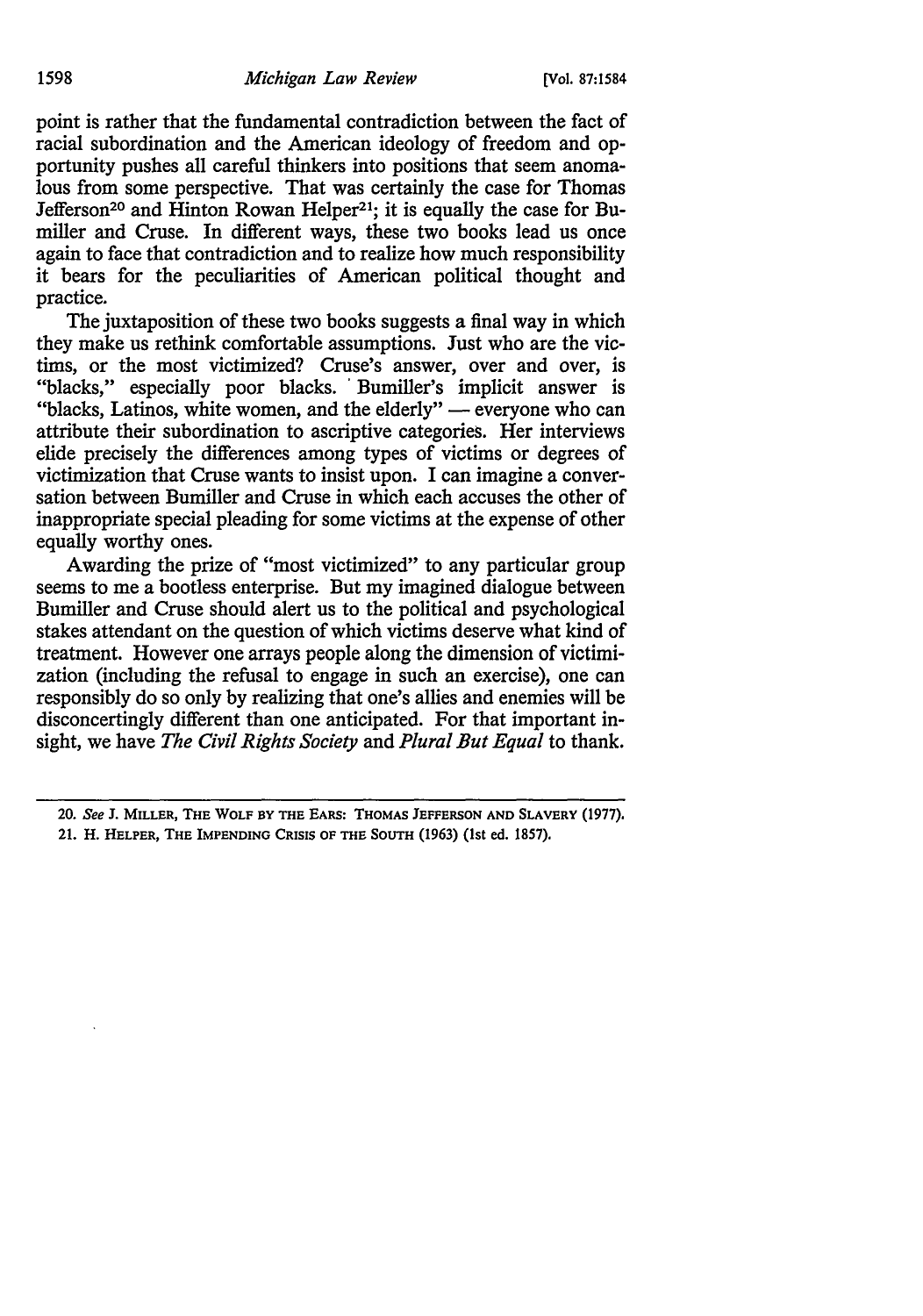point is rather that the fundamental contradiction between the fact of racial subordination and the American ideology of freedom and opportunity pushes all careful thinkers into positions that seem anomalous from some perspective. That was certainly the case for Thomas Jefferson[20] and Hinton Rowan Helper[21]; it is equally the case for Bumiller and Cruse. In different ways, these two books lead us once again to face that contradiction and to realize how much responsibility it bears for the peculiarities of American political thought and practice.

The juxtaposition of these two books suggests a final way in which they make us rethink comfortable assumptions. Just who are the victims, or the most victimized? Cruse's answer, over and over, is "blacks," especially poor blacks. Bumiller's implicit answer is "blacks, Latinos, white women, and the elderly" — everyone who can attribute their subordination to ascriptive categories. Her interviews elide precisely the differences among types of victims or degrees of victimization that Cruse wants to insist upon. I can imagine a conversation between Bumiller and Cruse in which each accuses the other of inappropriate special pleading for some victims at the expense of other equally worthy ones.

Awarding the prize of "most victimized" to any particular group seems to me a bootless enterprise. But my imagined dialogue between Bumiller and Cruse should alert us to the political and psychological stakes attendant on the question of which victims deserve what kind of treatment. However one arrays people along the dimension of victimization (including the refusal to engage in such an exercise), one can responsibly do so only by realizing that one's allies and enemies will be disconcertingly different than one anticipated. For that important insight, we have *The Civil Rights Society* and *Plural But Equal* to thank.

---

20. *See* J. MILLER, THE WOLF BY THE EARS: THOMAS JEFFERSON AND SLAVERY (1977).

21. H. HELPER, THE IMPENDING CRISIS OF THE SOUTH (1963) (1st ed. 1857).